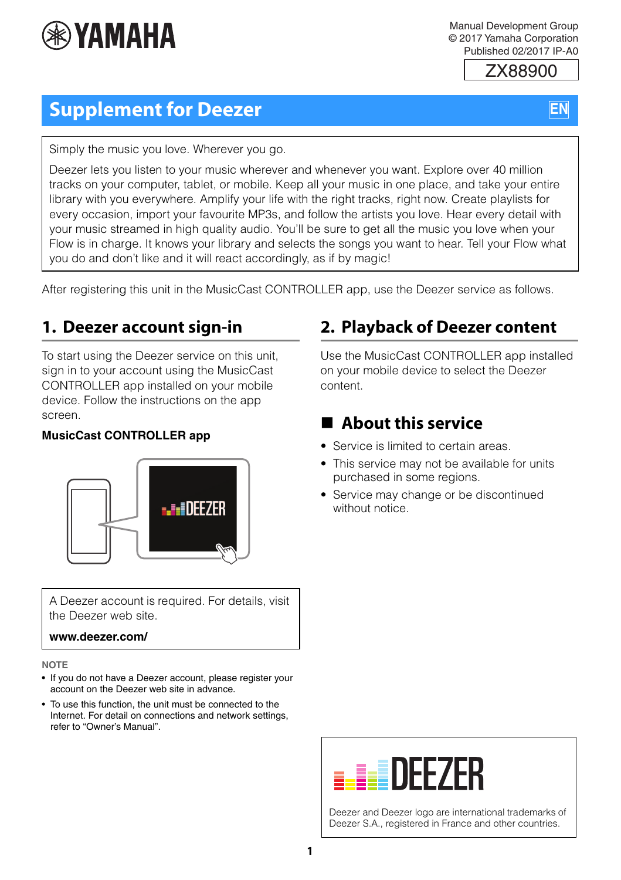YAMAHA

Manual Development Group
© 2017 Yamaha Corporation
Published 02/2017 IP-A0

ZX88900

# Supplement for Deezer

EN

Simply the music you love. Wherever you go.

Deezer lets you listen to your music wherever and whenever you want. Explore over 40 million tracks on your computer, tablet, or mobile. Keep all your music in one place, and take your entire library with you everywhere. Amplify your life with the right tracks, right now. Create playlists for every occasion, import your favourite MP3s, and follow the artists you love. Hear every detail with your music streamed in high quality audio. You'll be sure to get all the music you love when your Flow is in charge. It knows your library and selects the songs you want to hear. Tell your Flow what you do and don't like and it will react accordingly, as if by magic!

After registering this unit in the MusicCast CONTROLLER app, use the Deezer service as follows.

## 1. Deezer account sign-in

To start using the Deezer service on this unit, sign in to your account using the MusicCast CONTROLLER app installed on your mobile device. Follow the instructions on the app screen.

**MusicCast CONTROLLER app**

DEEZER

A Deezer account is required. For details, visit the Deezer web site.

**www.deezer.com/**

**NOTE**

- If you do not have a Deezer account, please register your account on the Deezer web site in advance.
- To use this function, the unit must be connected to the Internet. For detail on connections and network settings, refer to "Owner's Manual".

## 2. Playback of Deezer content

Use the MusicCast CONTROLLER app installed on your mobile device to select the Deezer content.

## ■ About this service

- Service is limited to certain areas.
- This service may not be available for units purchased in some regions.
- Service may change or be discontinued without notice.

DEEZER

Deezer and Deezer logo are international trademarks of Deezer S.A., registered in France and other countries.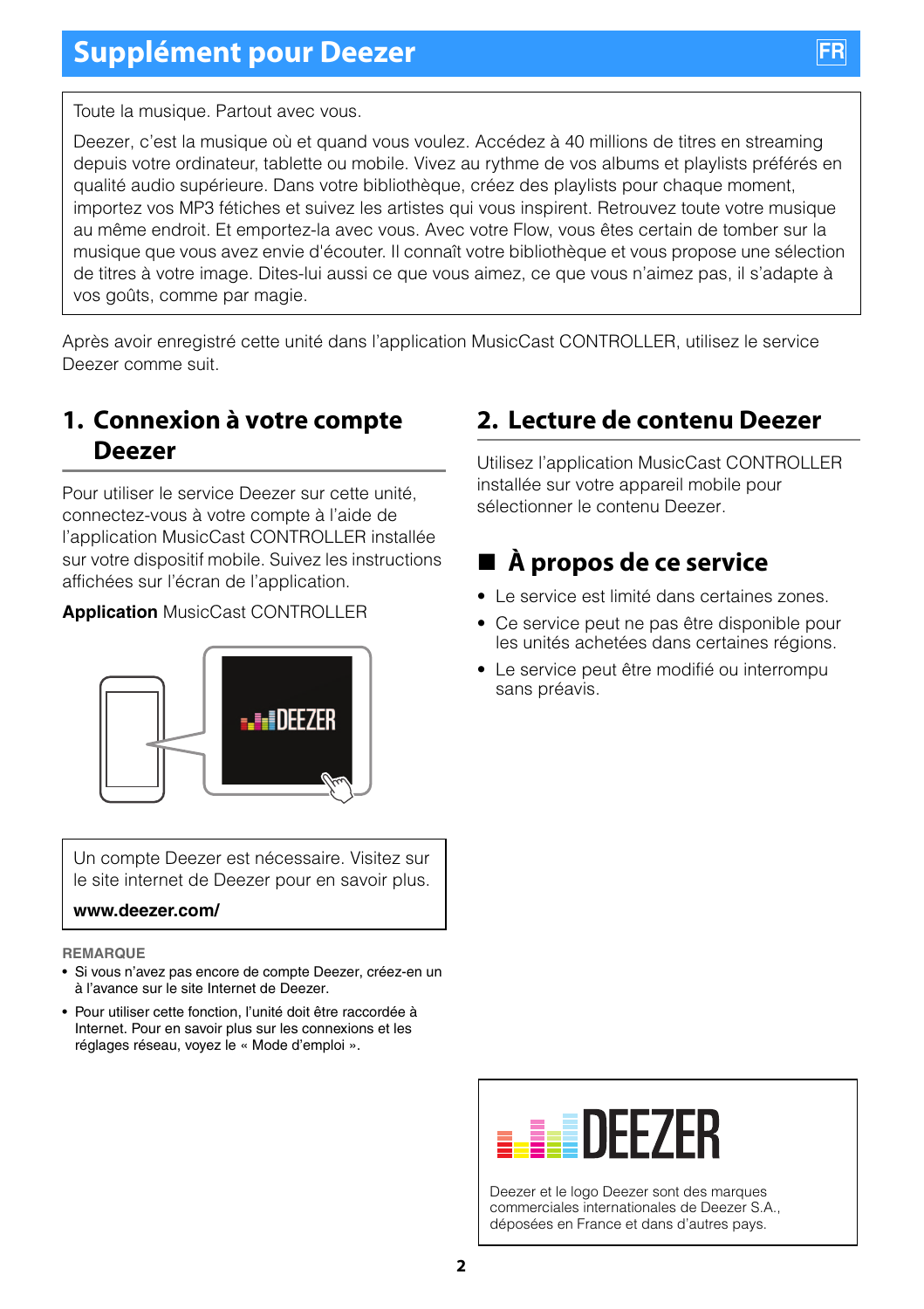# Supplément pour Deezer

FR

Toute la musique. Partout avec vous.

Deezer, c'est la musique où et quand vous voulez. Accédez à 40 millions de titres en streaming depuis votre ordinateur, tablette ou mobile. Vivez au rythme de vos albums et playlists préférés en qualité audio supérieure. Dans votre bibliothèque, créez des playlists pour chaque moment, importez vos MP3 fétiches et suivez les artistes qui vous inspirent. Retrouvez toute votre musique au même endroit. Et emportez-la avec vous. Avec votre Flow, vous êtes certain de tomber sur la musique que vous avez envie d'écouter. Il connaît votre bibliothèque et vous propose une sélection de titres à votre image. Dites-lui aussi ce que vous aimez, ce que vous n'aimez pas, il s'adapte à vos goûts, comme par magie.

Après avoir enregistré cette unité dans l'application MusicCast CONTROLLER, utilisez le service Deezer comme suit.

## 1. Connexion à votre compte Deezer

Pour utiliser le service Deezer sur cette unité, connectez-vous à votre compte à l'aide de l'application MusicCast CONTROLLER installée sur votre dispositif mobile. Suivez les instructions affichées sur l'écran de l'application.

**Application** MusicCast CONTROLLER

Un compte Deezer est nécessaire. Visitez sur le site internet de Deezer pour en savoir plus.

**www.deezer.com/**

**REMARQUE**

- Si vous n'avez pas encore de compte Deezer, créez-en un à l'avance sur le site Internet de Deezer.
- Pour utiliser cette fonction, l'unité doit être raccordée à Internet. Pour en savoir plus sur les connexions et les réglages réseau, voyez le « Mode d'emploi ».

## 2. Lecture de contenu Deezer

Utilisez l'application MusicCast CONTROLLER installée sur votre appareil mobile pour sélectionner le contenu Deezer.

### ■ À propos de ce service

- Le service est limité dans certaines zones.
- Ce service peut ne pas être disponible pour les unités achetées dans certaines régions.
- Le service peut être modifié ou interrompu sans préavis.

Deezer et le logo Deezer sont des marques commerciales internationales de Deezer S.A., déposées en France et dans d'autres pays.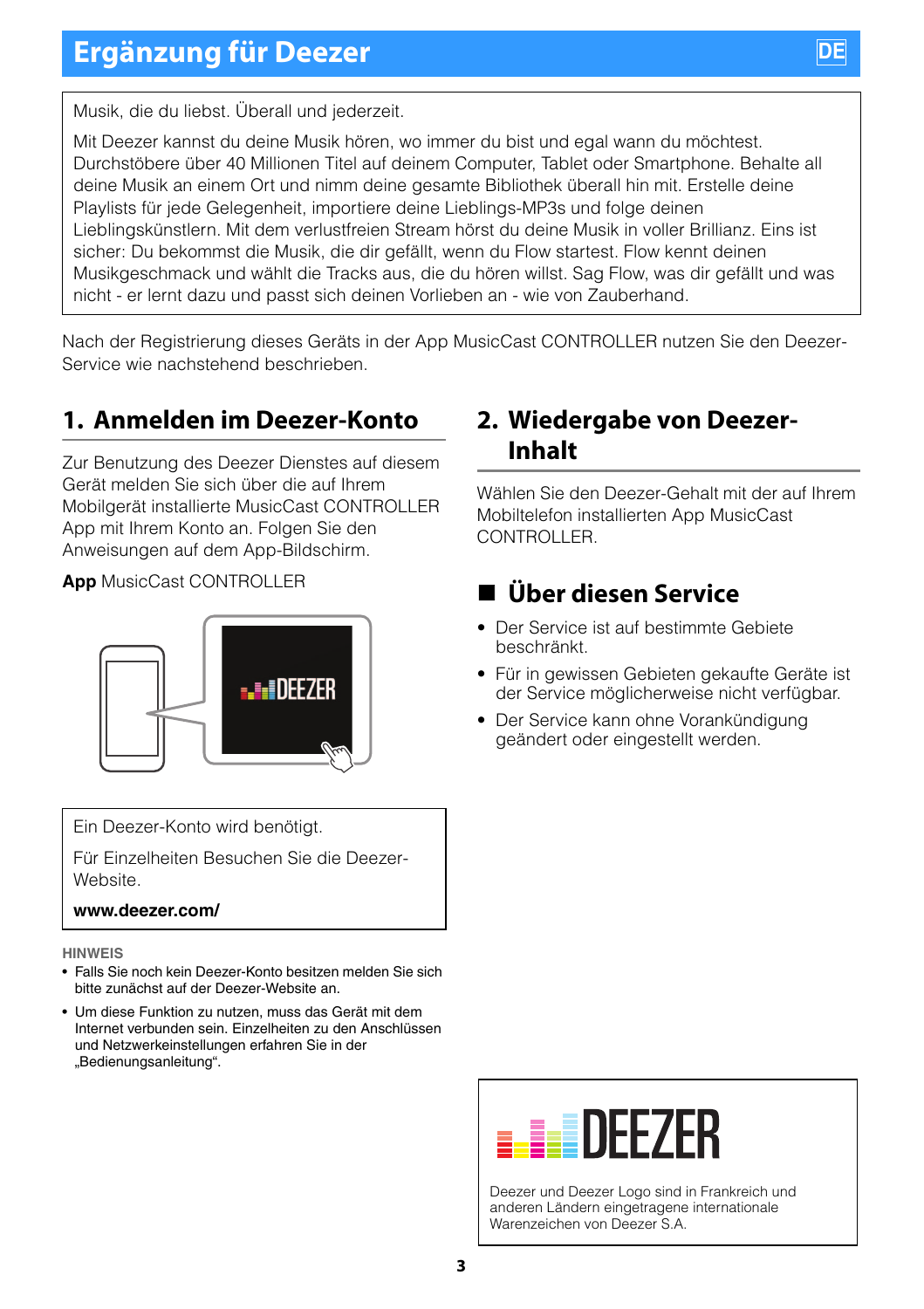# Ergänzung für Deezer

Musik, die du liebst. Überall und jederzeit.

Mit Deezer kannst du deine Musik hören, wo immer du bist und egal wann du möchtest. Durchstöbere über 40 Millionen Titel auf deinem Computer, Tablet oder Smartphone. Behalte all deine Musik an einem Ort und nimm deine gesamte Bibliothek überall hin mit. Erstelle deine Playlists für jede Gelegenheit, importiere deine Lieblings-MP3s und folge deinen Lieblingskünstlern. Mit dem verlustfreien Stream hörst du deine Musik in voller Brillianz. Eins ist sicher: Du bekommst die Musik, die dir gefällt, wenn du Flow startest. Flow kennt deinen Musikgeschmack und wählt die Tracks aus, die du hören willst. Sag Flow, was dir gefällt und was nicht - er lernt dazu und passt sich deinen Vorlieben an - wie von Zauberhand.

Nach der Registrierung dieses Geräts in der App MusicCast CONTROLLER nutzen Sie den Deezer-Service wie nachstehend beschrieben.

## 1. Anmelden im Deezer-Konto

Zur Benutzung des Deezer Dienstes auf diesem Gerät melden Sie sich über die auf Ihrem Mobilgerät installierte MusicCast CONTROLLER App mit Ihrem Konto an. Folgen Sie den Anweisungen auf dem App-Bildschirm.

**App** MusicCast CONTROLLER

Ein Deezer-Konto wird benötigt.

Für Einzelheiten Besuchen Sie die Deezer-Website.

**www.deezer.com/**

**HINWEIS**

- Falls Sie noch kein Deezer-Konto besitzen melden Sie sich bitte zunächst auf der Deezer-Website an.
- Um diese Funktion zu nutzen, muss das Gerät mit dem Internet verbunden sein. Einzelheiten zu den Anschlüssen und Netzwerkeinstellungen erfahren Sie in der „Bedienungsanleitung".

## 2. Wiedergabe von Deezer-Inhalt

Wählen Sie den Deezer-Gehalt mit der auf Ihrem Mobiltelefon installierten App MusicCast CONTROLLER.

### ■ Über diesen Service

- Der Service ist auf bestimmte Gebiete beschränkt.
- Für in gewissen Gebieten gekaufte Geräte ist der Service möglicherweise nicht verfügbar.
- Der Service kann ohne Vorankündigung geändert oder eingestellt werden.

Deezer und Deezer Logo sind in Frankreich und anderen Ländern eingetragene internationale Warenzeichen von Deezer S.A.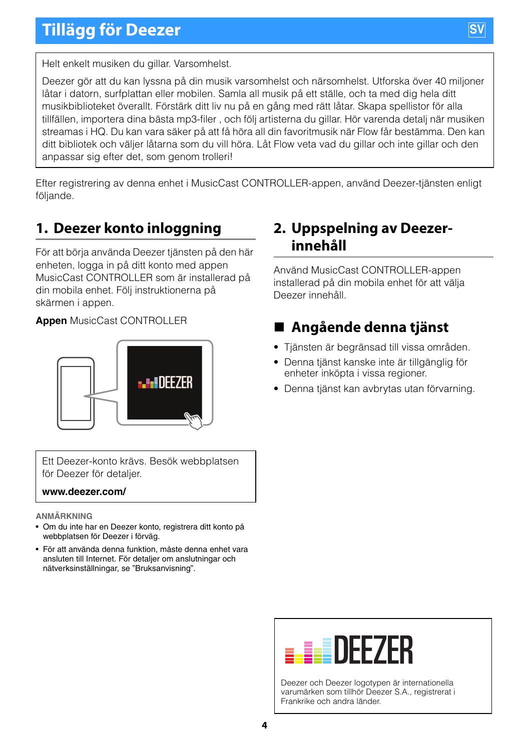# Tillägg för Deezer

SV

Helt enkelt musiken du gillar. Varsomhelst.

Deezer gör att du kan lyssna på din musik varsomhelst och närsomhelst. Utforska över 40 miljoner låtar i datorn, surfplattan eller mobilen. Samla all musik på ett ställe, och ta med dig hela ditt musikbiblioteket överallt. Förstärk ditt liv nu på en gång med rätt låtar. Skapa spellistor för alla tillfällen, importera dina bästa mp3-filer , och följ artisterna du gillar. Hör varenda detalj när musiken streamas i HQ. Du kan vara säker på att få höra all din favoritmusik när Flow får bestämma. Den kan ditt bibliotek och väljer låtarna som du vill höra. Låt Flow veta vad du gillar och inte gillar och den anpassar sig efter det, som genom trolleri!

Efter registrering av denna enhet i MusicCast CONTROLLER-appen, använd Deezer-tjänsten enligt följande.

## 1. Deezer konto inloggning

För att börja använda Deezer tjänsten på den här enheten, logga in på ditt konto med appen MusicCast CONTROLLER som är installerad på din mobila enhet. Följ instruktionerna på skärmen i appen.

**Appen** MusicCast CONTROLLER

Ett Deezer-konto krävs. Besök webbplatsen för Deezer för detaljer.

**www.deezer.com/**

**ANMÄRKNING**

- Om du inte har en Deezer konto, registrera ditt konto på webbplatsen för Deezer i förväg.
- För att använda denna funktion, måste denna enhet vara ansluten till Internet. För detaljer om anslutningar och nätverksinställningar, se "Bruksanvisning".

## 2. Uppspelning av Deezer-innehåll

Använd MusicCast CONTROLLER-appen installerad på din mobila enhet för att välja Deezer innehåll.

## ■ Angående denna tjänst

- Tjänsten är begränsad till vissa områden.
- Denna tjänst kanske inte är tillgänglig för enheter inköpta i vissa regioner.
- Denna tjänst kan avbrytas utan förvarning.

Deezer och Deezer logotypen är internationella varumärken som tillhör Deezer S.A., registrerat i Frankrike och andra länder.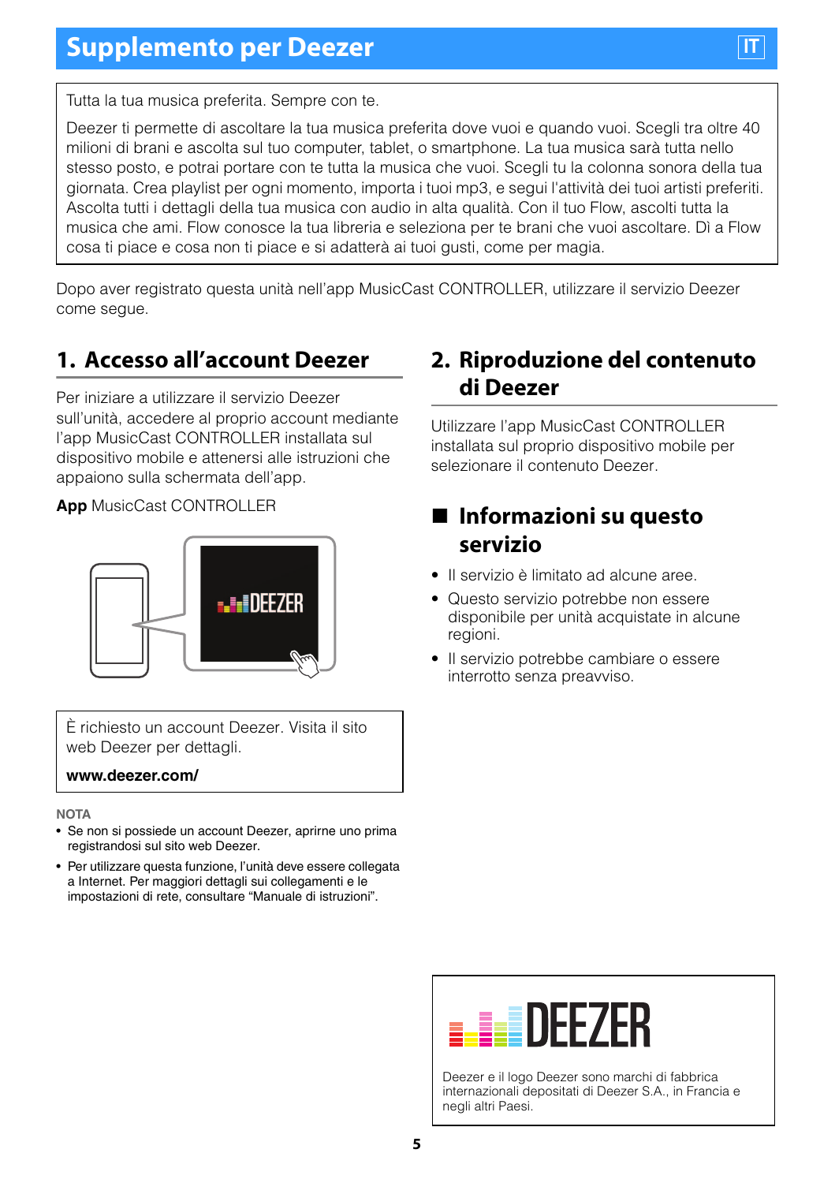# Supplemento per Deezer

Tutta la tua musica preferita. Sempre con te.

Deezer ti permette di ascoltare la tua musica preferita dove vuoi e quando vuoi. Scegli tra oltre 40 milioni di brani e ascolta sul tuo computer, tablet, o smartphone. La tua musica sarà tutta nello stesso posto, e potrai portare con te tutta la musica che vuoi. Scegli tu la colonna sonora della tua giornata. Crea playlist per ogni momento, importa i tuoi mp3, e segui l'attività dei tuoi artisti preferiti. Ascolta tutti i dettagli della tua musica con audio in alta qualità. Con il tuo Flow, ascolti tutta la musica che ami. Flow conosce la tua libreria e seleziona per te brani che vuoi ascoltare. Dì a Flow cosa ti piace e cosa non ti piace e si adatterà ai tuoi gusti, come per magia.

Dopo aver registrato questa unità nell'app MusicCast CONTROLLER, utilizzare il servizio Deezer come segue.

## 1. Accesso all'account Deezer

Per iniziare a utilizzare il servizio Deezer sull'unità, accedere al proprio account mediante l'app MusicCast CONTROLLER installata sul dispositivo mobile e attenersi alle istruzioni che appaiono sulla schermata dell'app.

**App** MusicCast CONTROLLER

È richiesto un account Deezer. Visita il sito web Deezer per dettagli.

**www.deezer.com/**

**NOTA**

- Se non si possiede un account Deezer, aprirne uno prima registrandosi sul sito web Deezer.
- Per utilizzare questa funzione, l'unità deve essere collegata a Internet. Per maggiori dettagli sui collegamenti e le impostazioni di rete, consultare "Manuale di istruzioni".

## 2. Riproduzione del contenuto di Deezer

Utilizzare l'app MusicCast CONTROLLER installata sul proprio dispositivo mobile per selezionare il contenuto Deezer.

### ■ Informazioni su questo servizio

- Il servizio è limitato ad alcune aree.
- Questo servizio potrebbe non essere disponibile per unità acquistate in alcune regioni.
- Il servizio potrebbe cambiare o essere interrotto senza preavviso.

Deezer e il logo Deezer sono marchi di fabbrica internazionali depositati di Deezer S.A., in Francia e negli altri Paesi.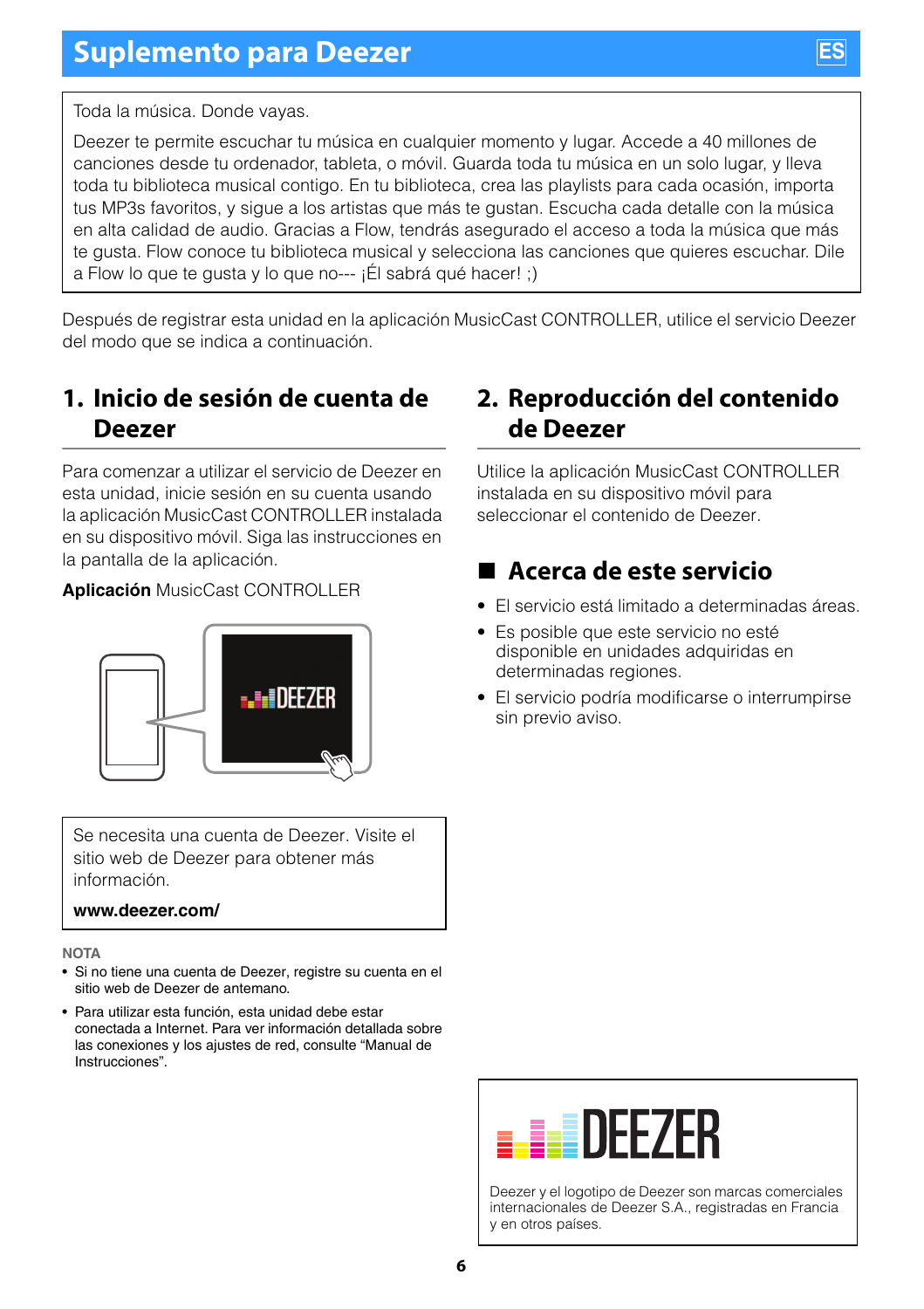# Suplemento para Deezer

ES

Toda la música. Donde vayas.

Deezer te permite escuchar tu música en cualquier momento y lugar. Accede a 40 millones de canciones desde tu ordenador, tableta, o móvil. Guarda toda tu música en un solo lugar, y lleva toda tu biblioteca musical contigo. En tu biblioteca, crea las playlists para cada ocasión, importa tus MP3s favoritos, y sigue a los artistas que más te gustan. Escucha cada detalle con la música en alta calidad de audio. Gracias a Flow, tendrás asegurado el acceso a toda la música que más te gusta. Flow conoce tu biblioteca musical y selecciona las canciones que quieres escuchar. Dile a Flow lo que te gusta y lo que no--- ¡Él sabrá qué hacer! ;)

Después de registrar esta unidad en la aplicación MusicCast CONTROLLER, utilice el servicio Deezer del modo que se indica a continuación.

## 1. Inicio de sesión de cuenta de Deezer

Para comenzar a utilizar el servicio de Deezer en esta unidad, inicie sesión en su cuenta usando la aplicación MusicCast CONTROLLER instalada en su dispositivo móvil. Siga las instrucciones en la pantalla de la aplicación.

**Aplicación** MusicCast CONTROLLER

DEEZER

Se necesita una cuenta de Deezer. Visite el sitio web de Deezer para obtener más información.

**www.deezer.com/**

**NOTA**

- Si no tiene una cuenta de Deezer, registre su cuenta en el sitio web de Deezer de antemano.
- Para utilizar esta función, esta unidad debe estar conectada a Internet. Para ver información detallada sobre las conexiones y los ajustes de red, consulte “Manual de Instrucciones”.

## 2. Reproducción del contenido de Deezer

Utilice la aplicación MusicCast CONTROLLER instalada en su dispositivo móvil para seleccionar el contenido de Deezer.

### ■ Acerca de este servicio

- El servicio está limitado a determinadas áreas.
- Es posible que este servicio no esté disponible en unidades adquiridas en determinadas regiones.
- El servicio podría modificarse o interrumpirse sin previo aviso.

DEEZER

Deezer y el logotipo de Deezer son marcas comerciales internacionales de Deezer S.A., registradas en Francia y en otros países.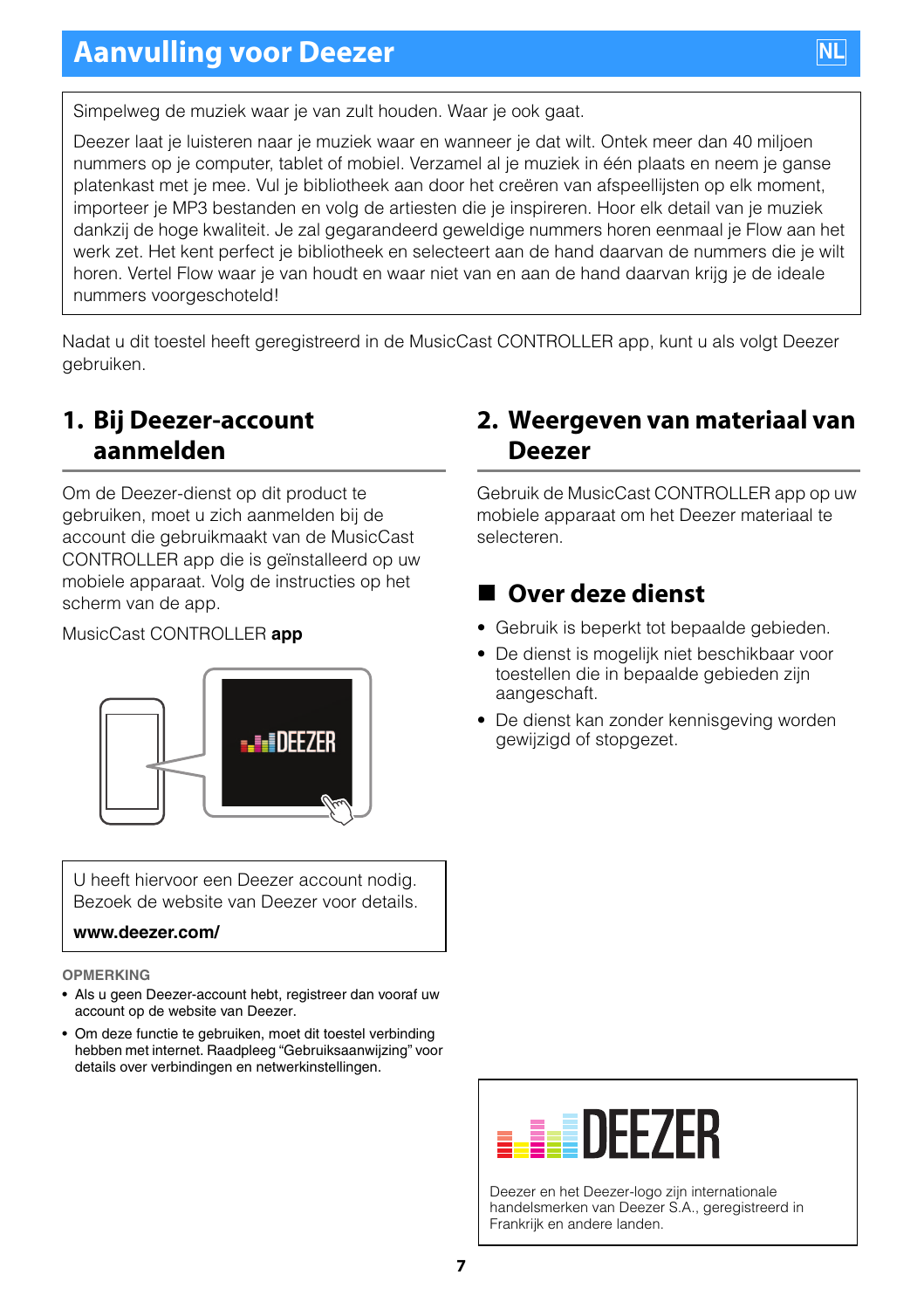# Aanvulling voor Deezer

NL

Simpelweg de muziek waar je van zult houden. Waar je ook gaat.

Deezer laat je luisteren naar je muziek waar en wanneer je dat wilt. Ontek meer dan 40 miljoen nummers op je computer, tablet of mobiel. Verzamel al je muziek in één plaats en neem je ganse platenkast met je mee. Vul je bibliotheek aan door het creëren van afspeellijsten op elk moment, importeer je MP3 bestanden en volg de artiesten die je inspireren. Hoor elk detail van je muziek dankzij de hoge kwaliteit. Je zal gegarandeerd geweldige nummers horen eenmaal je Flow aan het werk zet. Het kent perfect je bibliotheek en selecteert aan de hand daarvan de nummers die je wilt horen. Vertel Flow waar je van houdt en waar niet van en aan de hand daarvan krijg je de ideale nummers voorgeschoteld!

Nadat u dit toestel heeft geregistreerd in de MusicCast CONTROLLER app, kunt u als volgt Deezer gebruiken.

## 1. Bij Deezer-account aanmelden

Om de Deezer-dienst op dit product te gebruiken, moet u zich aanmelden bij de account die gebruikmaakt van de MusicCast CONTROLLER app die is geïnstalleerd op uw mobiele apparaat. Volg de instructies op het scherm van de app.

MusicCast CONTROLLER **app**

DEEZER

U heeft hiervoor een Deezer account nodig.
Bezoek de website van Deezer voor details.

**www.deezer.com/**

**OPMERKING**

- Als u geen Deezer-account hebt, registreer dan vooraf uw account op de website van Deezer.
- Om deze functie te gebruiken, moet dit toestel verbinding hebben met internet. Raadpleeg "Gebruiksaanwijzing" voor details over verbindingen en netwerkinstellingen.

## 2. Weergeven van materiaal van Deezer

Gebruik de MusicCast CONTROLLER app op uw mobiele apparaat om het Deezer materiaal te selecteren.

### ■ Over deze dienst

- Gebruik is beperkt tot bepaalde gebieden.
- De dienst is mogelijk niet beschikbaar voor toestellen die in bepaalde gebieden zijn aangeschaft.
- De dienst kan zonder kennisgeving worden gewijzigd of stopgezet.

DEEZER

Deezer en het Deezer-logo zijn internationale handelsmerken van Deezer S.A., geregistreerd in Frankrijk en andere landen.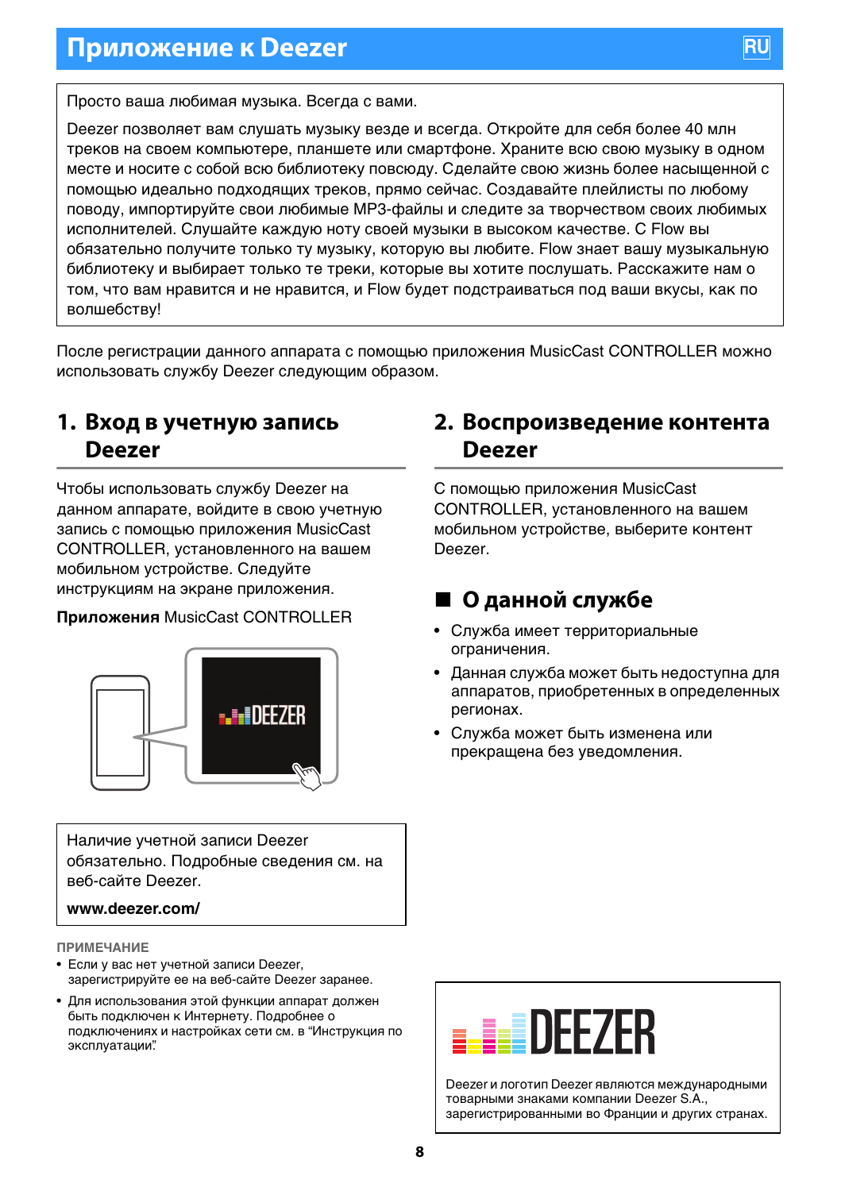# Приложение к Deezer

Просто ваша любимая музыка. Всегда с вами.

Deezer позволяет вам слушать музыку везде и всегда. Откройте для себя более 40 млн треков на своем компьютере, планшете или смартфоне. Храните всю свою музыку в одном месте и носите с собой всю библиотеку повсюду. Сделайте свою жизнь более насыщенной с помощью идеально подходящих треков, прямо сейчас. Создавайте плейлисты по любому поводу, импортируйте свои любимые MP3-файлы и следите за творчеством своих любимых исполнителей. Слушайте каждую ноту своей музыки в высоком качестве. С Flow вы обязательно получите только ту музыку, которую вы любите. Flow знает вашу музыкальную библиотеку и выбирает только те треки, которые вы хотите послушать. Расскажите нам о том, что вам нравится и не нравится, и Flow будет подстраиваться под ваши вкусы, как по волшебству!

После регистрации данного аппарата с помощью приложения MusicCast CONTROLLER можно использовать службу Deezer следующим образом.

## 1. Вход в учетную запись Deezer

Чтобы использовать службу Deezer на данном аппарате, войдите в свою учетную запись с помощью приложения MusicCast CONTROLLER, установленного на вашем мобильном устройстве. Следуйте инструкциям на экране приложения.

**Приложения** MusicCast CONTROLLER

Наличие учетной записи Deezer обязательно. Подробные сведения см. на веб-сайте Deezer.

**www.deezer.com/**

**ПРИМЕЧАНИЕ**

- Если у вас нет учетной записи Deezer, зарегистрируйте ее на веб-сайте Deezer заранее.
- Для использования этой функции аппарат должен быть подключен к Интернету. Подробнее о подключениях и настройках сети см. в "Инструкция по эксплуатации".

## 2. Воспроизведение контента Deezer

С помощью приложения MusicCast CONTROLLER, установленного на вашем мобильном устройстве, выберите контент Deezer.

## ■ О данной службе

- Служба имеет территориальные ограничения.
- Данная служба может быть недоступна для аппаратов, приобретенных в определенных регионах.
- Служба может быть изменена или прекращена без уведомления.

Deezer и логотип Deezer являются международными товарными знаками компании Deezer S.A., зарегистрированными во Франции и других странах.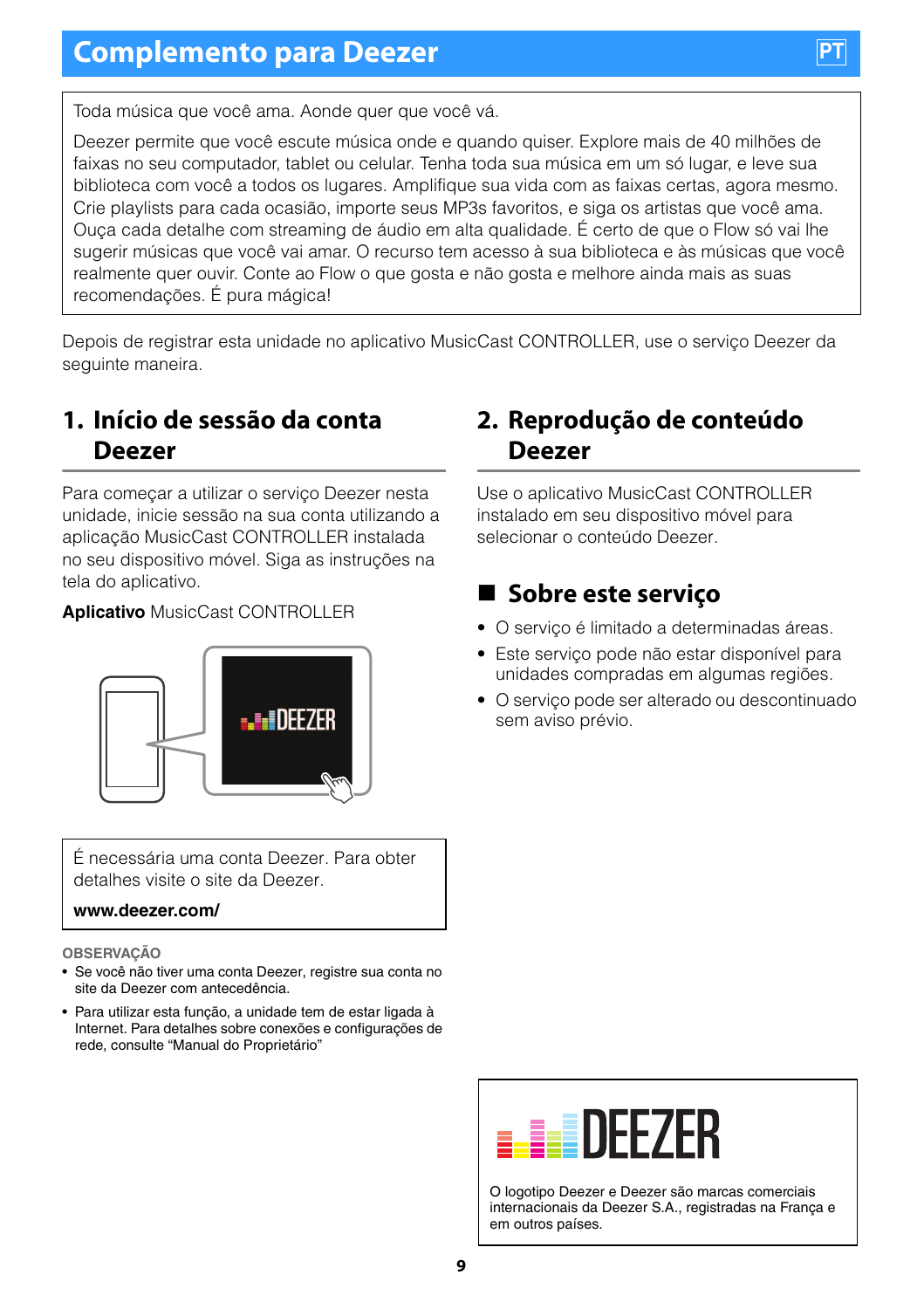# Complemento para Deezer

PT

Toda música que você ama. Aonde quer que você vá.

Deezer permite que você escute música onde e quando quiser. Explore mais de 40 milhões de faixas no seu computador, tablet ou celular. Tenha toda sua música em um só lugar, e leve sua biblioteca com você a todos os lugares. Amplifique sua vida com as faixas certas, agora mesmo. Crie playlists para cada ocasião, importe seus MP3s favoritos, e siga os artistas que você ama. Ouça cada detalhe com streaming de áudio em alta qualidade. É certo de que o Flow só vai lhe sugerir músicas que você vai amar. O recurso tem acesso à sua biblioteca e às músicas que você realmente quer ouvir. Conte ao Flow o que gosta e não gosta e melhore ainda mais as suas recomendações. É pura mágica!

Depois de registrar esta unidade no aplicativo MusicCast CONTROLLER, use o serviço Deezer da seguinte maneira.

## 1. Início de sessão da conta Deezer

Para começar a utilizar o serviço Deezer nesta unidade, inicie sessão na sua conta utilizando a aplicação MusicCast CONTROLLER instalada no seu dispositivo móvel. Siga as instruções na tela do aplicativo.

**Aplicativo** MusicCast CONTROLLER

É necessária uma conta Deezer. Para obter detalhes visite o site da Deezer.

**www.deezer.com/**

OBSERVAÇÃO

- Se você não tiver uma conta Deezer, registre sua conta no site da Deezer com antecedência.
- Para utilizar esta função, a unidade tem de estar ligada à Internet. Para detalhes sobre conexões e configurações de rede, consulte "Manual do Proprietário"

## 2. Reprodução de conteúdo Deezer

Use o aplicativo MusicCast CONTROLLER instalado em seu dispositivo móvel para selecionar o conteúdo Deezer.

### Sobre este serviço

- O serviço é limitado a determinadas áreas.
- Este serviço pode não estar disponível para unidades compradas em algumas regiões.
- O serviço pode ser alterado ou descontinuado sem aviso prévio.

DEEZER

O logotipo Deezer e Deezer são marcas comerciais internacionais da Deezer S.A., registradas na França e em outros países.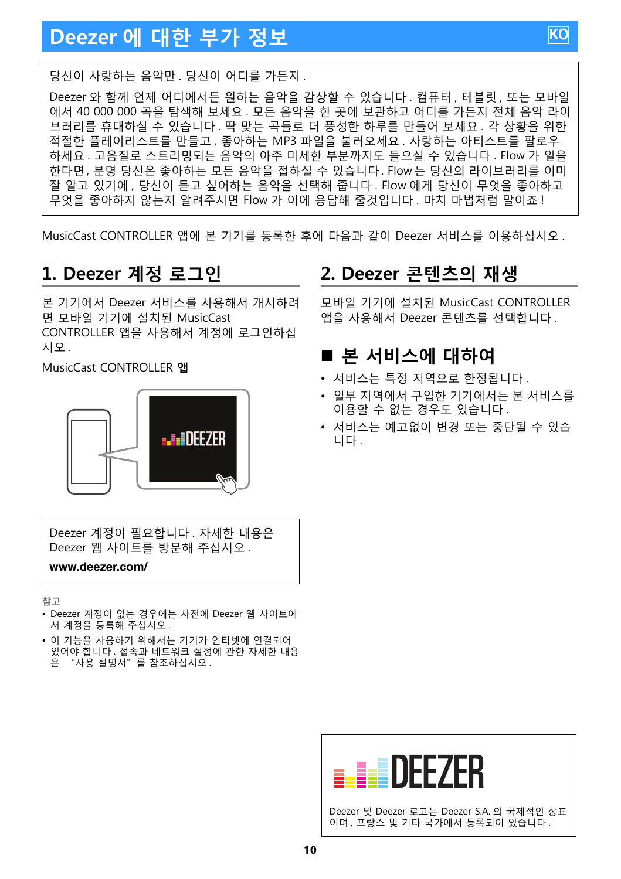# Deezer 에 대한 부가 정보

KO

당신이 사랑하는 음악만 . 당신이 어디를 가든지 .

Deezer 와 함께 언제 어디에서든 원하는 음악을 감상할 수 있습니다 . 컴퓨터 , 테블릿 , 또는 모바일에서 40 000 000 곡을 탐색해 보세요 . 모든 음악을 한 곳에 보관하고 어디를 가든지 전체 음악 라이브러리를 휴대하실 수 있습니다 . 딱 맞는 곡들로 더 풍성한 하루를 만들어 보세요 . 각 상황을 위한 적절한 플레이리스트를 만들고 , 좋아하는 MP3 파일을 불러오세요 . 사랑하는 아티스트를 팔로우하세요 . 고음질로 스트리밍되는 음악의 아주 미세한 부분까지도 들으실 수 있습니다 . Flow 가 일을 한다면 , 분명 당신은 좋아하는 모든 음악을 접하실 수 있습니다 . Flow 는 당신의 라이브러리를 이미 잘 알고 있기에 , 당신이 듣고 싶어하는 음악을 선택해 줍니다 . Flow 에게 당신이 무엇을 좋아하고 무엇을 좋아하지 않는지 알려주시면 Flow 가 이에 응답해 줄것입니다 . 마치 마법처럼 말이죠 !

MusicCast CONTROLLER 앱에 본 기기를 등록한 후에 다음과 같이 Deezer 서비스를 이용하십시오 .

## 1. Deezer 계정 로그인

본 기기에서 Deezer 서비스를 사용해서 개시하려면 모바일 기기에 설치된 MusicCast CONTROLLER 앱을 사용해서 계정에 로그인하십시오 .

MusicCast CONTROLLER **앱**

DEEZER

Deezer 계정이 필요합니다 . 자세한 내용은 Deezer 웹 사이트를 방문해 주십시오 .

**www.deezer.com/**

참고

- Deezer 계정이 없는 경우에는 사전에 Deezer 웹 사이트에서 계정을 등록해 주십시오 .
- 이 기능을 사용하기 위해서는 기기가 인터넷에 연결되어 있어야 합니다 . 접속과 네트워크 설정에 관한 자세한 내용은 "사용 설명서" 를 참조하십시오 .

## 2. Deezer 콘텐츠의 재생

모바일 기기에 설치된 MusicCast CONTROLLER 앱을 사용해서 Deezer 콘텐츠를 선택합니다 .

## ■ 본 서비스에 대하여

- 서비스는 특정 지역으로 한정됩니다 .
- 일부 지역에서 구입한 기기에서는 본 서비스를 이용할 수 없는 경우도 있습니다 .
- 서비스는 예고없이 변경 또는 중단될 수 있습니다 .

DEEZER

Deezer 및 Deezer 로고는 Deezer S.A. 의 국제적인 상표이며 , 프랑스 및 기타 국가에서 등록되어 있습니다 .